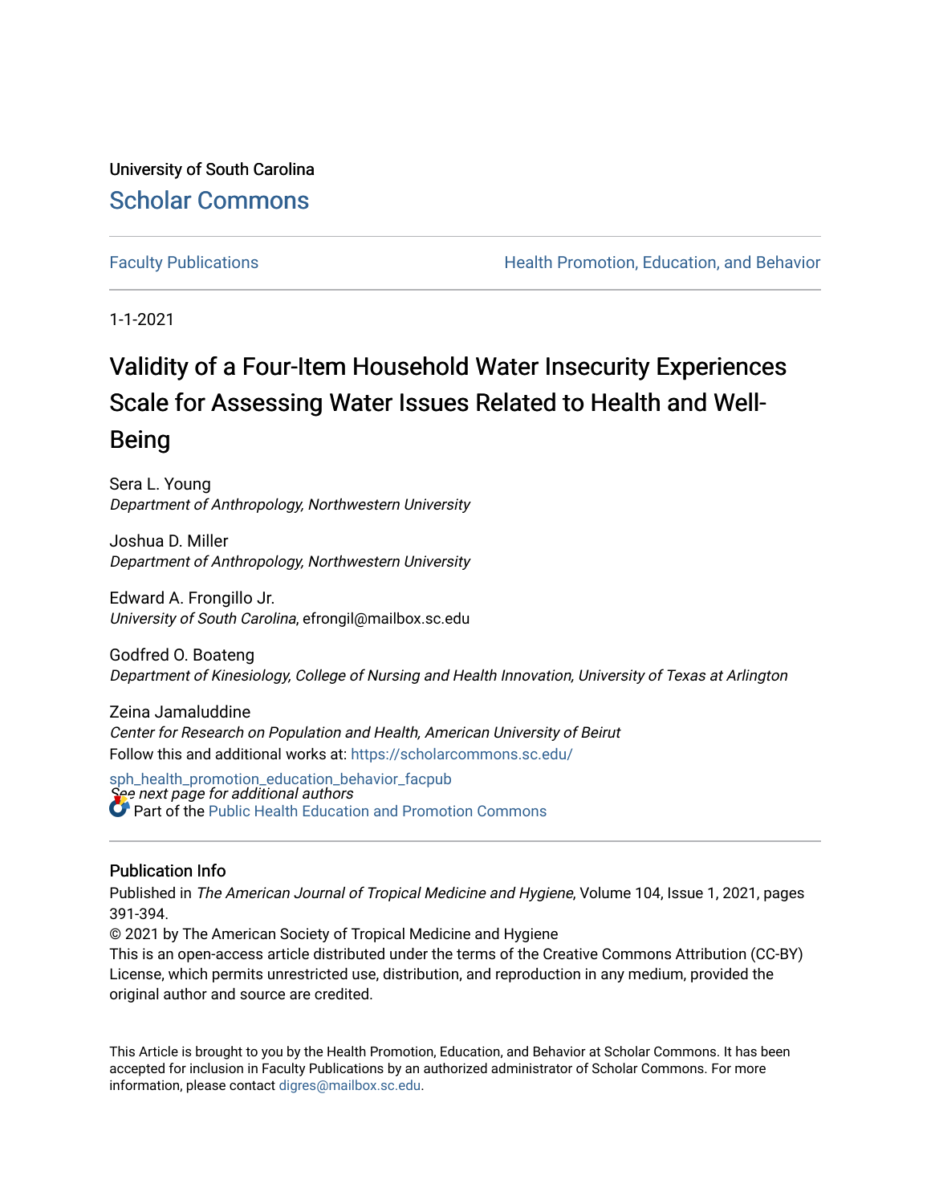University of South Carolina

Scholar Commons

Faculty Publications | Health Promotion, Education, and Behavior

1-1-2021

# Validity of a Four-Item Household Water Insecurity Experiences Scale for Assessing Water Issues Related to Health and Well-Being

Sera L. Young
*Department of Anthropology, Northwestern University*

Joshua D. Miller
*Department of Anthropology, Northwestern University*

Edward A. Frongillo Jr.
*University of South Carolina*, efrongil@mailbox.sc.edu

Godfred O. Boateng
*Department of Kinesiology, College of Nursing and Health Innovation, University of Texas at Arlington*

Zeina Jamaluddine
*Center for Research on Population and Health, American University of Beirut*

*See next page for additional authors*

Follow this and additional works at: https://scholarcommons.sc.edu/sph_health_promotion_education_behavior_facpub

Part of the Public Health Education and Promotion Commons

## Publication Info

Published in *The American Journal of Tropical Medicine and Hygiene*, Volume 104, Issue 1, 2021, pages 391-394.

© 2021 by The American Society of Tropical Medicine and Hygiene

This is an open-access article distributed under the terms of the Creative Commons Attribution (CC-BY) License, which permits unrestricted use, distribution, and reproduction in any medium, provided the original author and source are credited.

This Article is brought to you by the Health Promotion, Education, and Behavior at Scholar Commons. It has been accepted for inclusion in Faculty Publications by an authorized administrator of Scholar Commons. For more information, please contact digres@mailbox.sc.edu.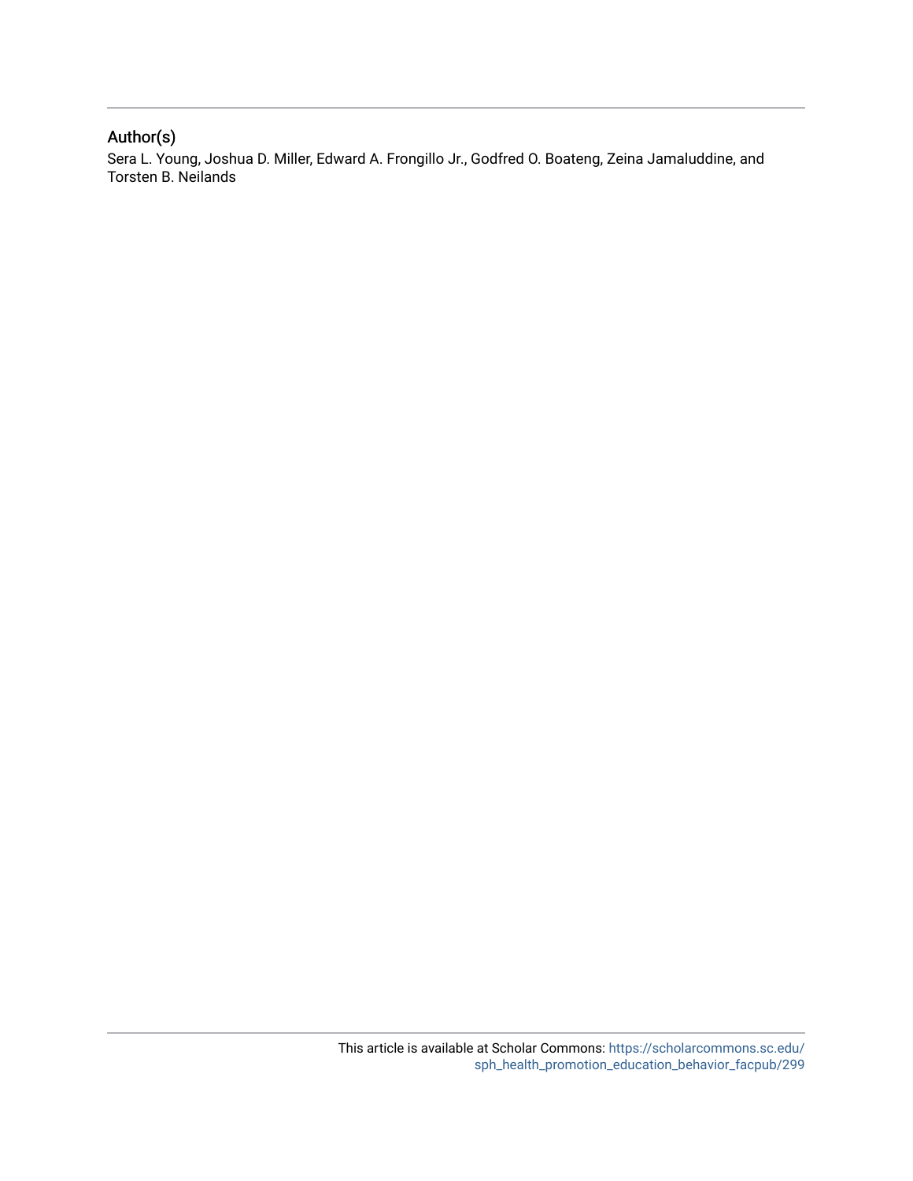## Author(s)

Sera L. Young, Joshua D. Miller, Edward A. Frongillo Jr., Godfred O. Boateng, Zeina Jamaluddine, and Torsten B. Neilands

This article is available at Scholar Commons: https://scholarcommons.sc.edu/sph_health_promotion_education_behavior_facpub/299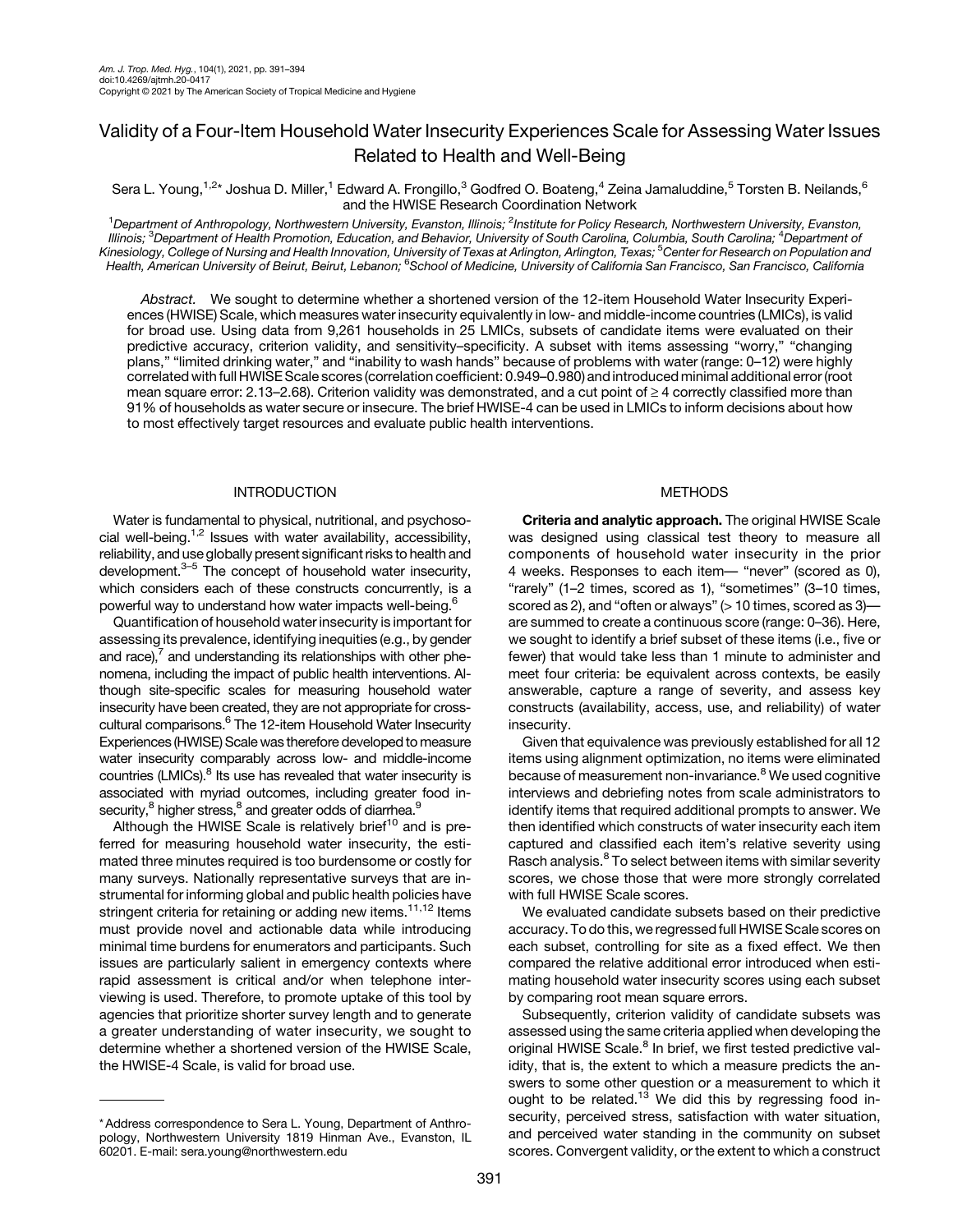# Validity of a Four-Item Household Water Insecurity Experiences Scale for Assessing Water Issues Related to Health and Well-Being

Sera L. Young,[1,2]* Joshua D. Miller,[1] Edward A. Frongillo,[3] Godfred O. Boateng,[4] Zeina Jamaluddine,[5] Torsten B. Neilands,[6] and the HWISE Research Coordination Network

[1]*Department of Anthropology, Northwestern University, Evanston, Illinois;* [2]*Institute for Policy Research, Northwestern University, Evanston, Illinois;* [3]*Department of Health Promotion, Education, and Behavior, University of South Carolina, Columbia, South Carolina;* [4]*Department of Kinesiology, College of Nursing and Health Innovation, University of Texas at Arlington, Arlington, Texas;* [5]*Center for Research on Population and Health, American University of Beirut, Beirut, Lebanon;* [6]*School of Medicine, University of California San Francisco, San Francisco, California*

*Abstract.* We sought to determine whether a shortened version of the 12-item Household Water Insecurity Experiences (HWISE) Scale, which measures water insecurity equivalently in low- and middle-income countries (LMICs), is valid for broad use. Using data from 9,261 households in 25 LMICs, subsets of candidate items were evaluated on their predictive accuracy, criterion validity, and sensitivity–specificity. A subset with items assessing "worry," "changing plans," "limited drinking water," and "inability to wash hands" because of problems with water (range: 0–12) were highly correlated with full HWISE Scale scores (correlation coefficient: 0.949–0.980) and introduced minimal additional error (root mean square error: 2.13–2.68). Criterion validity was demonstrated, and a cut point of ≥ 4 correctly classified more than 91% of households as water secure or insecure. The brief HWISE-4 can be used in LMICs to inform decisions about how to most effectively target resources and evaluate public health interventions.

## INTRODUCTION

Water is fundamental to physical, nutritional, and psychosocial well-being.[1,2] Issues with water availability, accessibility, reliability, and use globally present significant risks to health and development.[3–5] The concept of household water insecurity, which considers each of these constructs concurrently, is a powerful way to understand how water impacts well-being.[6]

Quantification of household water insecurity is important for assessing its prevalence, identifying inequities (e.g., by gender and race),[7] and understanding its relationships with other phenomena, including the impact of public health interventions. Although site-specific scales for measuring household water insecurity have been created, they are not appropriate for cross-cultural comparisons.[6] The 12-item Household Water Insecurity Experiences (HWISE) Scale was therefore developed to measure water insecurity comparably across low- and middle-income countries (LMICs).[8] Its use has revealed that water insecurity is associated with myriad outcomes, including greater food insecurity,[8] higher stress,[8] and greater odds of diarrhea.[9]

Although the HWISE Scale is relatively brief[10] and is preferred for measuring household water insecurity, the estimated three minutes required is too burdensome or costly for many surveys. Nationally representative surveys that are instrumental for informing global and public health policies have stringent criteria for retaining or adding new items.[11,12] Items must provide novel and actionable data while introducing minimal time burdens for enumerators and participants. Such issues are particularly salient in emergency contexts where rapid assessment is critical and/or when telephone interviewing is used. Therefore, to promote uptake of this tool by agencies that prioritize shorter survey length and to generate a greater understanding of water insecurity, we sought to determine whether a shortened version of the HWISE Scale, the HWISE-4 Scale, is valid for broad use.

## METHODS

**Criteria and analytic approach.** The original HWISE Scale was designed using classical test theory to measure all components of household water insecurity in the prior 4 weeks. Responses to each item— "never" (scored as 0), "rarely" (1–2 times, scored as 1), "sometimes" (3–10 times, scored as 2), and "often or always" (> 10 times, scored as 3)— are summed to create a continuous score (range: 0–36). Here, we sought to identify a brief subset of these items (i.e., five or fewer) that would take less than 1 minute to administer and meet four criteria: be equivalent across contexts, be easily answerable, capture a range of severity, and assess key constructs (availability, access, use, and reliability) of water insecurity.

Given that equivalence was previously established for all 12 items using alignment optimization, no items were eliminated because of measurement non-invariance.[8] We used cognitive interviews and debriefing notes from scale administrators to identify items that required additional prompts to answer. We then identified which constructs of water insecurity each item captured and classified each item's relative severity using Rasch analysis.[8] To select between items with similar severity scores, we chose those that were more strongly correlated with full HWISE Scale scores.

We evaluated candidate subsets based on their predictive accuracy. To do this, we regressed full HWISE Scale scores on each subset, controlling for site as a fixed effect. We then compared the relative additional error introduced when estimating household water insecurity scores using each subset by comparing root mean square errors.

Subsequently, criterion validity of candidate subsets was assessed using the same criteria applied when developing the original HWISE Scale.[8] In brief, we first tested predictive validity, that is, the extent to which a measure predicts the answers to some other question or a measure to which it ought to be related.[13] We did this by regressing food insecurity, perceived stress, satisfaction with water situation, and perceived water standing in the community on subset scores. Convergent validity, or the extent to which a construct

---

*Address correspondence to Sera L. Young, Department of Anthropology, Northwestern University 1819 Hinman Ave., Evanston, IL 60201. E-mail: sera.young@northwestern.edu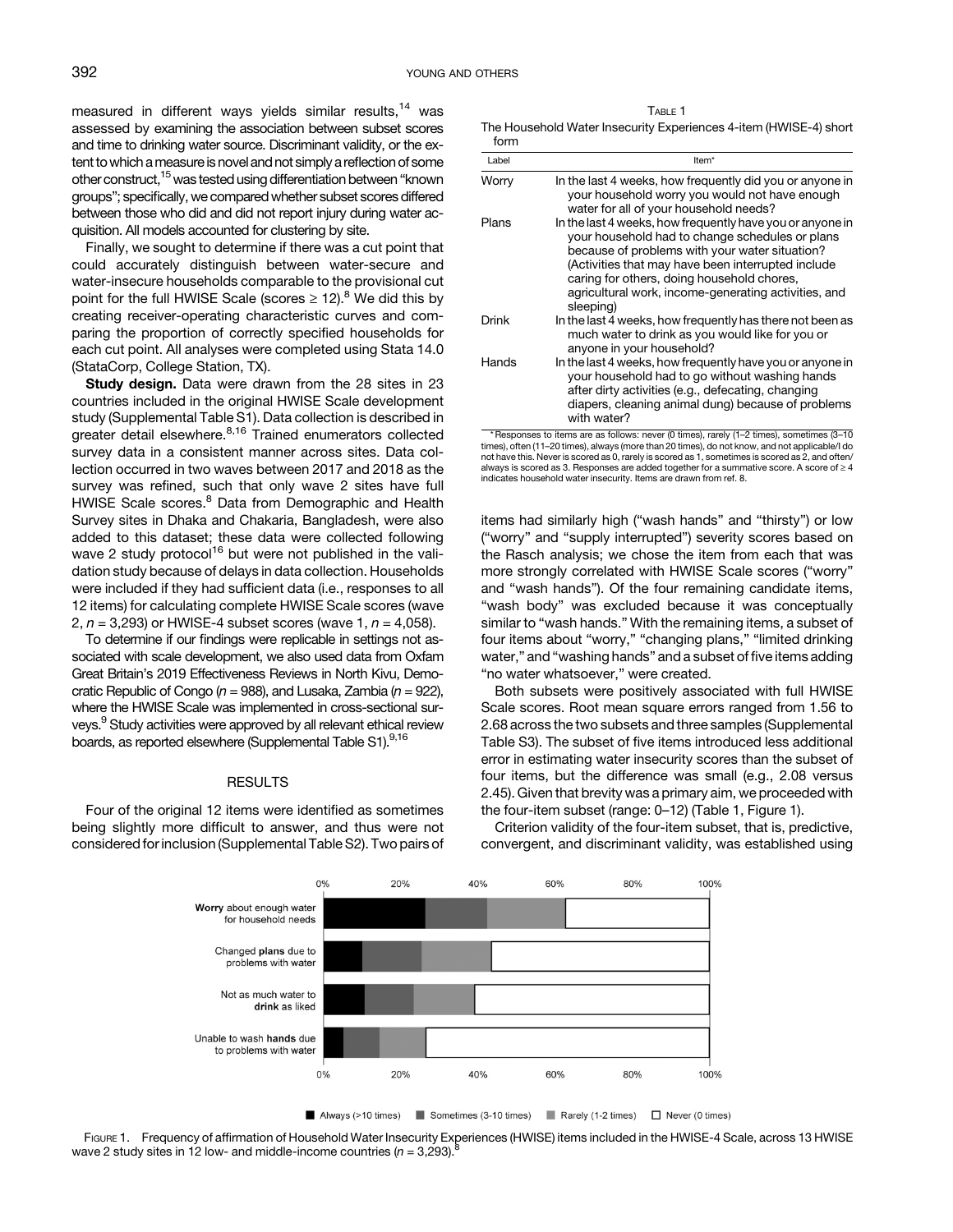measured in different ways yields similar results,[14] was assessed by examining the association between subset scores and time to drinking water source. Discriminant validity, or the extent to which a measure is novel and not simply a reflection of some other construct,[15] was tested using differentiation between "known groups"; specifically, we compared whether subset scores differed between those who did and did not report injury during water acquisition. All models accounted for clustering by site.

Finally, we sought to determine if there was a cut point that could accurately distinguish between water-secure and water-insecure households comparable to the provisional cut point for the full HWISE Scale (scores ≥ 12).[8] We did this by creating receiver-operating characteristic curves and comparing the proportion of correctly specified households for each cut point. All analyses were completed using Stata 14.0 (StataCorp, College Station, TX).

**Study design.** Data were drawn from the 28 sites in 23 countries included in the original HWISE Scale development study (Supplemental Table S1). Data collection is described in greater detail elsewhere.[8,16] Trained enumerators collected survey data in a consistent manner across sites. Data collection occurred in two waves between 2017 and 2018 as the survey was refined, such that only wave 2 sites have full HWISE Scale scores.[8] Data from Demographic and Health Survey sites in Dhaka and Chakaria, Bangladesh, were also added to this dataset; these data were collected following wave 2 study protocol[16] but were not published in the validation study because of delays in data collection. Households were included if they had sufficient data (i.e., responses to all 12 items) for calculating complete HWISE Scale scores (wave 2, $n$ = 3,293) or HWISE-4 subset scores (wave 1, $n$ = 4,058).

To determine if our findings were replicable in settings not associated with scale development, we also used data from Oxfam Great Britain's 2019 Effectiveness Reviews in North Kivu, Democratic Republic of Congo ($n$ = 988), and Lusaka, Zambia ($n$ = 922), where the HWISE Scale was implemented in cross-sectional surveys.[9] Study activities were approved by all relevant ethical review boards, as reported elsewhere (Supplemental Table S1).[9,16]

## RESULTS

Four of the original 12 items were identified as sometimes being slightly more difficult to answer, and thus were not considered for inclusion (Supplemental Table S2). Two pairs of items had similarly high ("wash hands" and "thirsty") or low ("worry" and "supply interrupted") severity scores based on the Rasch analysis; we chose the item from each that was more strongly correlated with HWISE Scale scores ("worry" and "wash hands"). Of the four remaining candidate items, "wash body" was excluded because it was conceptually similar to "wash hands." With the remaining items, a subset of four items about "worry," "changing plans," "limited drinking water," and "washing hands" and a subset of five items adding "no water whatsoever," were created.

Both subsets were positively associated with full HWISE Scale scores. Root mean square errors ranged from 1.56 to 2.68 across the two subsets and three samples (Supplemental Table S3). The subset of five items introduced less additional error in estimating water insecurity scores than the subset of four items, but the difference was small (e.g., 2.08 versus 2.45). Given that brevity was a primary aim, we proceeded with the four-item subset (range: 0–12) (Table 1, Figure 1).

Criterion validity of the four-item subset, that is, predictive, convergent, and discriminant validity, was established using

Table 1
The Household Water Insecurity Experiences 4-item (HWISE-4) short form

| Label | Item* |
|---|---|
| Worry | In the last 4 weeks, how frequently did you or anyone in your household worry you would not have enough water for all of your household needs? |
| Plans | In the last 4 weeks, how frequently have you or anyone in your household had to change schedules or plans because of problems with your water situation? (Activities that may have been interrupted include caring for others, doing household chores, agricultural work, income-generating activities, and sleeping) |
| Drink | In the last 4 weeks, how frequently has there not been as much water to drink as you would like for you or anyone in your household? |
| Hands | In the last 4 weeks, how frequently have you or anyone in your household had to go without washing hands after dirty activities (e.g., defecating, changing diapers, cleaning animal dung) because of problems with water? |

* Responses to items are as follows: never (0 times), rarely (1–2 times), sometimes (3–10 times), often (11–20 times), always (more than 20 times), do not know, and not applicable/I do not have this. Never is scored as 0, rarely is scored as 1, sometimes is scored as 2, and often/always is scored as 3. Responses are added together for a summative score. A score of ≥ 4 indicates household water insecurity. Items are drawn from ref. 8.

Figure 1. Frequency of affirmation of Household Water Insecurity Experiences (HWISE) items included in the HWISE-4 Scale, across 13 HWISE wave 2 study sites in 12 low- and middle-income countries ($n$ = 3,293).[8]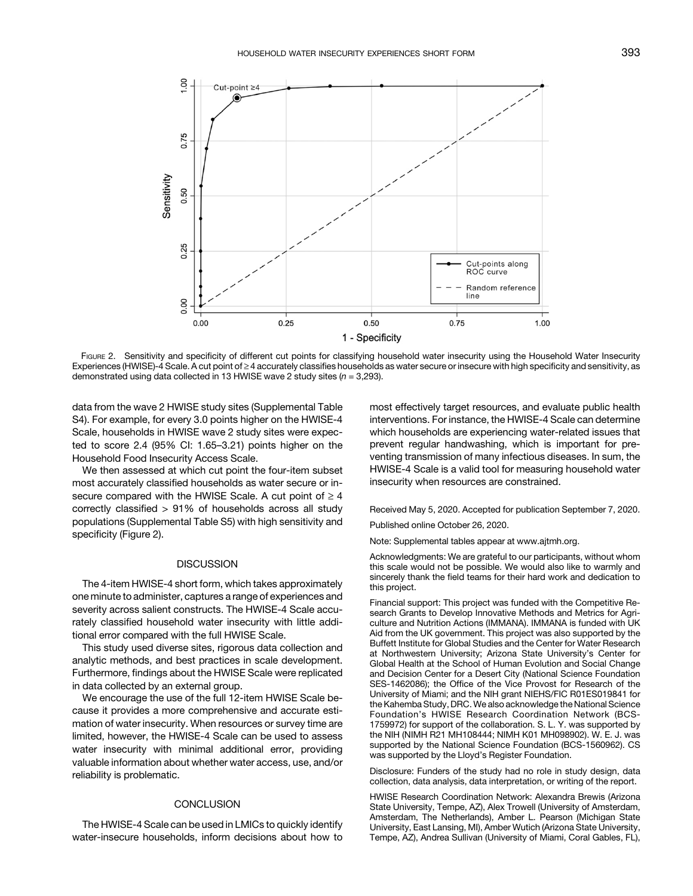FIGURE 2. Sensitivity and specificity of different cut points for classifying household water insecurity using the Household Water Insecurity Experiences (HWISE)-4 Scale. A cut point of ≥ 4 accurately classifies households as water secure or insecure with high specificity and sensitivity, as demonstrated using data collected in 13 HWISE wave 2 study sites ($n$ = 3,293).

data from the wave 2 HWISE study sites (Supplemental Table S4). For example, for every 3.0 points higher on the HWISE-4 Scale, households in HWISE wave 2 study sites were expected to score 2.4 (95% CI: 1.65–3.21) points higher on the Household Food Insecurity Access Scale.

We then assessed at which cut point the four-item subset most accurately classified households as water secure or insecure compared with the HWISE Scale. A cut point of ≥ 4 correctly classified > 91% of households across all study populations (Supplemental Table S5) with high sensitivity and specificity (Figure 2).

## DISCUSSION

The 4-item HWISE-4 short form, which takes approximately one minute to administer, captures a range of experiences and severity across salient constructs. The HWISE-4 Scale accurately classified household water insecurity with little additional error compared with the full HWISE Scale.

This study used diverse sites, rigorous data collection and analytic methods, and best practices in scale development. Furthermore, findings about the HWISE Scale were replicated in data collected by an external group.

We encourage the use of the full 12-item HWISE Scale because it provides a more comprehensive and accurate estimation of water insecurity. When resources or survey time are limited, however, the HWISE-4 Scale can be used to assess water insecurity with minimal additional error, providing valuable information about whether water access, use, and/or reliability is problematic.

## CONCLUSION

The HWISE-4 Scale can be used in LMICs to quickly identify water-insecure households, inform decisions about how to most effectively target resources, and evaluate public health interventions. For instance, the HWISE-4 Scale can determine which households are experiencing water-related issues that prevent regular handwashing, which is important for preventing transmission of many infectious diseases. In sum, the HWISE-4 Scale is a valid tool for measuring household water insecurity when resources are constrained.

Received May 5, 2020. Accepted for publication September 7, 2020.

Published online October 26, 2020.

Note: Supplemental tables appear at www.ajtmh.org.

Acknowledgments: We are grateful to our participants, without whom this scale would not be possible. We would also like to warmly and sincerely thank the field teams for their hard work and dedication to this project.

Financial support: This project was funded with the Competitive Research Grants to Develop Innovative Methods and Metrics for Agriculture and Nutrition Actions (IMMANA). IMMANA is funded with UK Aid from the UK government. This project was also supported by the Buffett Institute for Global Studies and the Center for Water Research at Northwestern University; Arizona State University's Center for Global Health at the School of Human Evolution and Social Change and Decision Center for a Desert City (National Science Foundation SES-1462086); the Office of the Vice Provost for Research of the University of Miami; and the NIH grant NIEHS/FIC R01ES019841 for the Kahemba Study, DRC. We also acknowledge the National Science Foundation's HWISE Research Coordination Network (BCS-1759972) for support of the collaboration. S. L. Y. was supported by the NIH (NIMH R21 MH108444; NIMH K01 MH098902). W. E. J. was supported by the National Science Foundation (BCS-1560962). CS was supported by the Lloyd's Register Foundation.

Disclosure: Funders of the study had no role in study design, data collection, data analysis, data interpretation, or writing of the report.

HWISE Research Coordination Network: Alexandra Brewis (Arizona State University, Tempe, AZ), Alex Trowell (University of Amsterdam, Amsterdam, The Netherlands), Amber L. Pearson (Michigan State University, East Lansing, MI), Amber Wutich (Arizona State University, Tempe, AZ), Andrea Sullivan (University of Miami, Coral Gables, FL),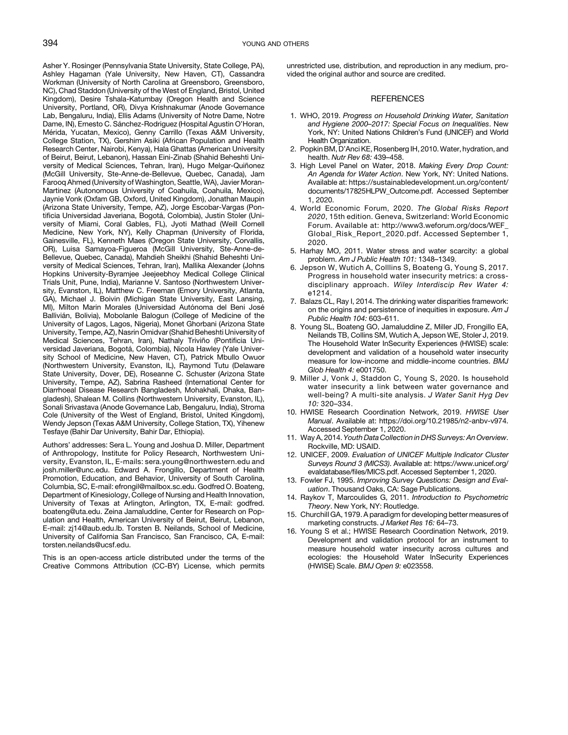Asher Y. Rosinger (Pennsylvania State University, State College, PA), Ashley Hagaman (Yale University, New Haven, CT), Cassandra Workman (University of North Carolina at Greensboro, Greensboro, NC), Chad Staddon (University of the West of England, Bristol, United Kingdom), Desire Tshala-Katumbay (Oregon Health and Science University, Portland, OR), Divya Krishnakumar (Anode Governance Lab, Bengaluru, India), Ellis Adams (University of Notre Dame, Notre Dame, IN), Ernesto C. Sánchez-Rodriguez (Hospital Agustin O'Horan, Mérida, Yucatan, Mexico), Genny Carrillo (Texas A&M University, College Station, TX), Gershim Asiki (African Population and Health Research Center, Nairobi, Kenya), Hala Ghattas (American University of Beirut, Beirut, Lebanon), Hassan Eini-Zinab (Shahid Beheshti University of Medical Sciences, Tehran, Iran), Hugo Melgar-Quiñonez (McGill University, Ste-Anne-de-Bellevue, Quebec, Canada), Jam Farooq Ahmed (University of Washington, Seattle, WA), Javier Moran-Martinez (Autonomous University of Coahuila, Coahuila, Mexico), Jaynie Vonk (Oxfam GB, Oxford, United Kingdom), Jonathan Maupin (Arizona State University, Tempe, AZ), Jorge Escobar-Vargas (Pontificia Universidad Javeriana, Bogotá, Colombia), Justin Stoler (University of Miami, Coral Gables, FL), Jyoti Mathad (Weill Cornell Medicine, New York, NY), Kelly Chapman (University of Florida, Gainesville, FL), Kenneth Maes (Oregon State University, Corvallis, OR), Luisa Samayoa-Figueroa (McGill University, Ste-Anne-de-Bellevue, Quebec, Canada), Mahdieh Sheikhi (Shahid Beheshti University of Medical Sciences, Tehran, Iran), Mallika Alexander (Johns Hopkins University-Byramjee Jeejeebhoy Medical College Clinical Trials Unit, Pune, India), Marianne V. Santoso (Northwestern University, Evanston, IL), Matthew C. Freeman (Emory University, Atlanta, GA), Michael J. Boivin (Michigan State University, East Lansing, MI), Milton Marin Morales (Universidad Autónoma del Beni José Ballivián, Bolivia), Mobolanle Balogun (College of Medicine of the University of Lagos, Lagos, Nigeria), Monet Ghorbani (Arizona State University, Tempe, AZ), Nasrin Omidvar (Shahid Beheshti University of Medical Sciences, Tehran, Iran), Nathaly Triviño (Pontificia Universidad Javeriana, Bogotá, Colombia), Nicola Hawley (Yale University School of Medicine, New Haven, CT), Patrick Mbullo Owuor (Northwestern University, Evanston, IL), Raymond Tutu (Delaware State University, Dover, DE), Roseanne C. Schuster (Arizona State University, Tempe, AZ), Sabrina Rasheed (International Center for Diarrhoeal Disease Research Bangladesh, Mohakhali, Dhaka, Bangladesh), Shalean M. Collins (Northwestern University, Evanston, IL), Sonali Srivastava (Anode Governance Lab, Bengaluru, India), Stroma Cole (University of the West of England, Bristol, United Kingdom), Wendy Jepson (Texas A&M University, College Station, TX), Yihenew Tesfaye (Bahir Dar University, Bahir Dar, Ethiopia).

Authors' addresses: Sera L. Young and Joshua D. Miller, Department of Anthropology, Institute for Policy Research, Northwestern University, Evanston, IL, E-mails: sera.young@northwestern.edu and josh.miller@unc.edu. Edward A. Frongillo, Department of Health Promotion, Education, and Behavior, University of South Carolina, Columbia, SC, E-mail: efrongil@mailbox.sc.edu. Godfred O. Boateng, Department of Kinesiology, College of Nursing and Health Innovation, University of Texas at Arlington, Arlington, TX, E-mail: godfred.boateng@uta.edu. Zeina Jamaluddine, Center for Research on Population and Health, American University of Beirut, Beirut, Lebanon, E-mail: zj14@aub.edu.lb. Torsten B. Neilands, School of Medicine, University of California San Francisco, San Francisco, CA, E-mail: torsten.neilands@ucsf.edu.

This is an open-access article distributed under the terms of the Creative Commons Attribution (CC-BY) License, which permits unrestricted use, distribution, and reproduction in any medium, provided the original author and source are credited.

## REFERENCES

1. WHO, 2019. *Progress on Household Drinking Water, Sanitation and Hygiene 2000–2017: Special Focus on Inequalities*. New York, NY: United Nations Children's Fund (UNICEF) and World Health Organization.
2. Popkin BM, D'Anci KE, Rosenberg IH, 2010. Water, hydration, and health. *Nutr Rev 68:* 439–458.
3. High Level Panel on Water, 2018. *Making Every Drop Count: An Agenda for Water Action*. New York, NY: United Nations. Available at: https://sustainabledevelopment.un.org/content/documents/17825HLPW_Outcome.pdf. Accessed September 1, 2020.
4. World Economic Forum, 2020. *The Global Risks Report 2020*, 15th edition. Geneva, Switzerland: World Economic Forum. Available at: http://www3.weforum.org/docs/WEF_Global_Risk_Report_2020.pdf. Accessed September 1, 2020.
5. Harhay MO, 2011. Water stress and water scarcity: a global problem. *Am J Public Health 101:* 1348–1349.
6. Jepson W, Wutich A, Colllins S, Boateng G, Young S, 2017. Progress in household water insecurity metrics: a cross-disciplinary approach. *Wiley Interdiscip Rev Water 4:* e1214.
7. Balazs CL, Ray I, 2014. The drinking water disparities framework: on the origins and persistence of inequities in exposure. *Am J Public Health 104:* 603–611.
8. Young SL, Boateng GO, Jamaluddine Z, Miller JD, Frongillo EA, Neilands TB, Collins SM, Wutich A, Jepson WE, Stoler J, 2019. The Household Water InSecurity Experiences (HWISE) scale: development and validation of a household water insecurity measure for low-income and middle-income countries. *BMJ Glob Health 4:* e001750.
9. Miller J, Vonk J, Staddon C, Young S, 2020. Is household water insecurity a link between water governance and well-being? A multi-site analysis. *J Water Sanit Hyg Dev 10:* 320–334.
10. HWISE Research Coordination Network, 2019. *HWISE User Manual*. Available at: https://doi.org/10.21985/n2-anbv-v974. Accessed September 1, 2020.
11. Way A, 2014. *Youth Data Collection in DHS Surveys: An Overview*. Rockville, MD: USAID.
12. UNICEF, 2009. *Evaluation of UNICEF Multiple Indicator Cluster Surveys Round 3 (MICS3)*. Available at: https://www.unicef.org/evaldatabase/files/MICS.pdf. Accessed September 1, 2020.
13. Fowler FJ, 1995. *Improving Survey Questions: Design and Evaluation*. Thousand Oaks, CA: Sage Publications.
14. Raykov T, Marcoulides G, 2011. *Introduction to Psychometric Theory*. New York, NY: Routledge.
15. Churchill GA, 1979. A paradigm for developing better measures of marketing constructs. *J Market Res 16:* 64–73.
16. Young S et al.; HWISE Research Coordination Network, 2019. Development and validation protocol for an instrument to measure household water insecurity across cultures and ecologies: the Household Water InSecurity Experiences (HWISE) Scale. *BMJ Open 9:* e023558.